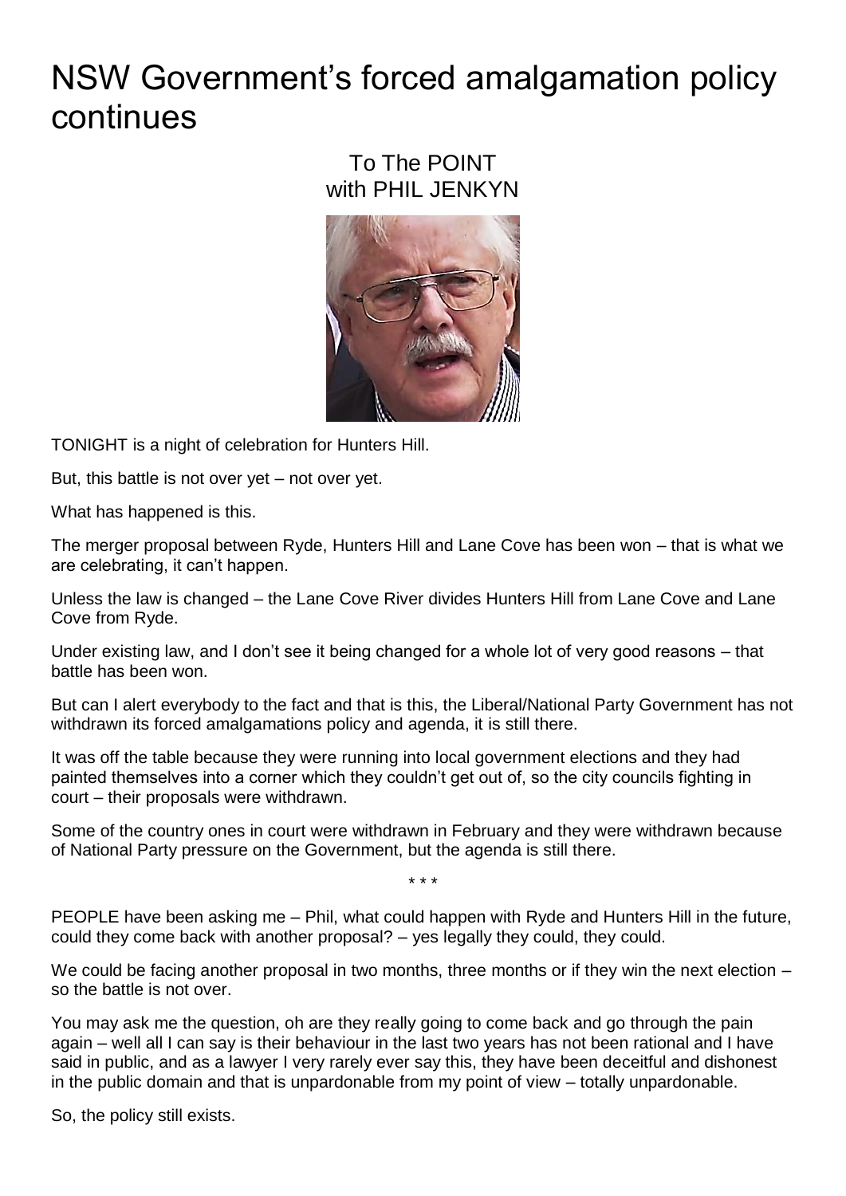# NSW Government's forced amalgamation policy continues

To The POINT
with PHIL JENKYN

TONIGHT is a night of celebration for Hunters Hill.

But, this battle is not over yet – not over yet.

What has happened is this.

The merger proposal between Ryde, Hunters Hill and Lane Cove has been won – that is what we are celebrating, it can't happen.

Unless the law is changed – the Lane Cove River divides Hunters Hill from Lane Cove and Lane Cove from Ryde.

Under existing law, and I don't see it being changed for a whole lot of very good reasons – that battle has been won.

But can I alert everybody to the fact and that is this, the Liberal/National Party Government has not withdrawn its forced amalgamations policy and agenda, it is still there.

It was off the table because they were running into local government elections and they had painted themselves into a corner which they couldn't get out of, so the city councils fighting in court – their proposals were withdrawn.

Some of the country ones in court were withdrawn in February and they were withdrawn because of National Party pressure on the Government, but the agenda is still there.

\* \* \*

PEOPLE have been asking me – Phil, what could happen with Ryde and Hunters Hill in the future, could they come back with another proposal? – yes legally they could, they could.

We could be facing another proposal in two months, three months or if they win the next election – so the battle is not over.

You may ask me the question, oh are they really going to come back and go through the pain again – well all I can say is their behaviour in the last two years has not been rational and I have said in public, and as a lawyer I very rarely ever say this, they have been deceitful and dishonest in the public domain and that is unpardonable from my point of view – totally unpardonable.

So, the policy still exists.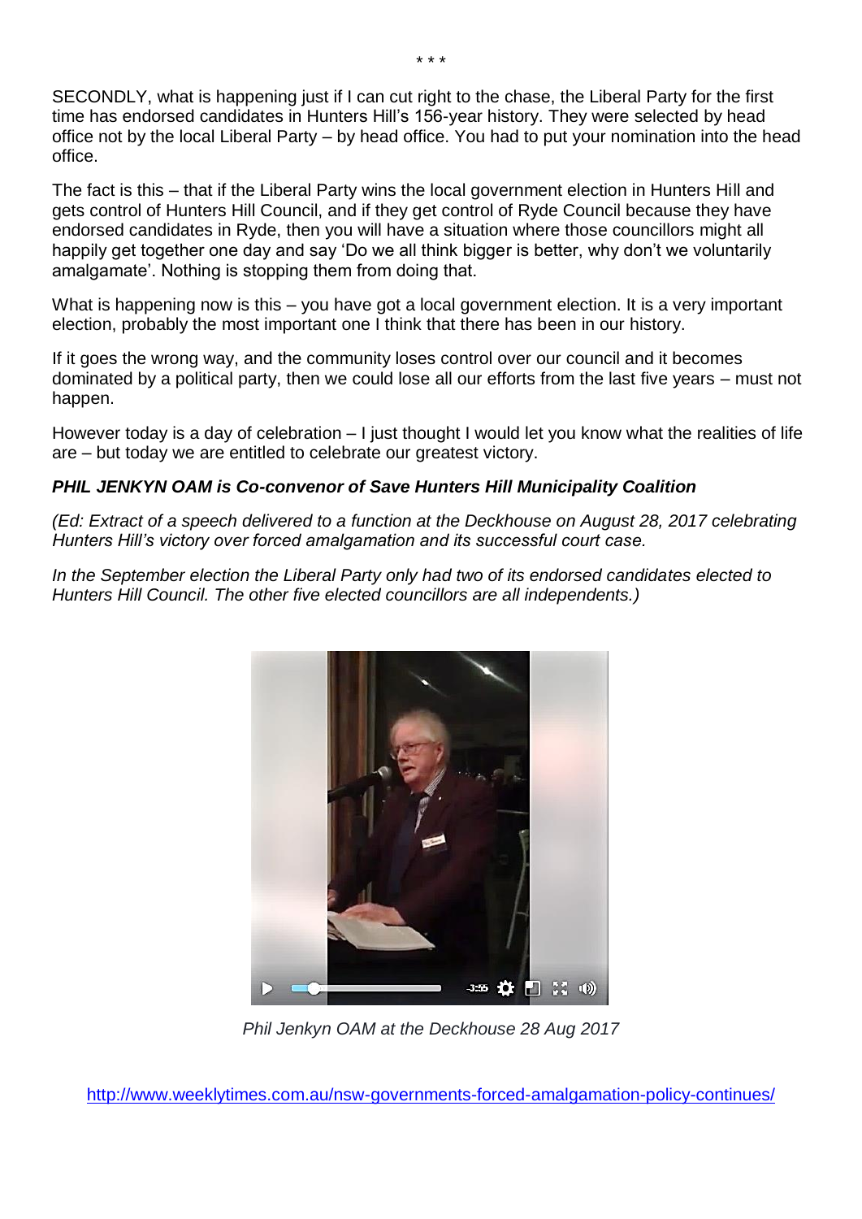\* \* \*

SECONDLY, what is happening just if I can cut right to the chase, the Liberal Party for the first time has endorsed candidates in Hunters Hill's 156-year history. They were selected by head office not by the local Liberal Party – by head office. You had to put your nomination into the head office.

The fact is this – that if the Liberal Party wins the local government election in Hunters Hill and gets control of Hunters Hill Council, and if they get control of Ryde Council because they have endorsed candidates in Ryde, then you will have a situation where those councillors might all happily get together one day and say 'Do we all think bigger is better, why don't we voluntarily amalgamate'. Nothing is stopping them from doing that.

What is happening now is this – you have got a local government election. It is a very important election, probably the most important one I think that there has been in our history.

If it goes the wrong way, and the community loses control over our council and it becomes dominated by a political party, then we could lose all our efforts from the last five years – must not happen.

However today is a day of celebration – I just thought I would let you know what the realities of life are – but today we are entitled to celebrate our greatest victory.

***PHIL JENKYN OAM is Co-convenor of Save Hunters Hill Municipality Coalition***

*(Ed: Extract of a speech delivered to a function at the Deckhouse on August 28, 2017 celebrating Hunters Hill's victory over forced amalgamation and its successful court case.*

*In the September election the Liberal Party only had two of its endorsed candidates elected to Hunters Hill Council. The other five elected councillors are all independents.)*

*Phil Jenkyn OAM at the Deckhouse 28 Aug 2017*

http://www.weeklytimes.com.au/nsw-governments-forced-amalgamation-policy-continues/